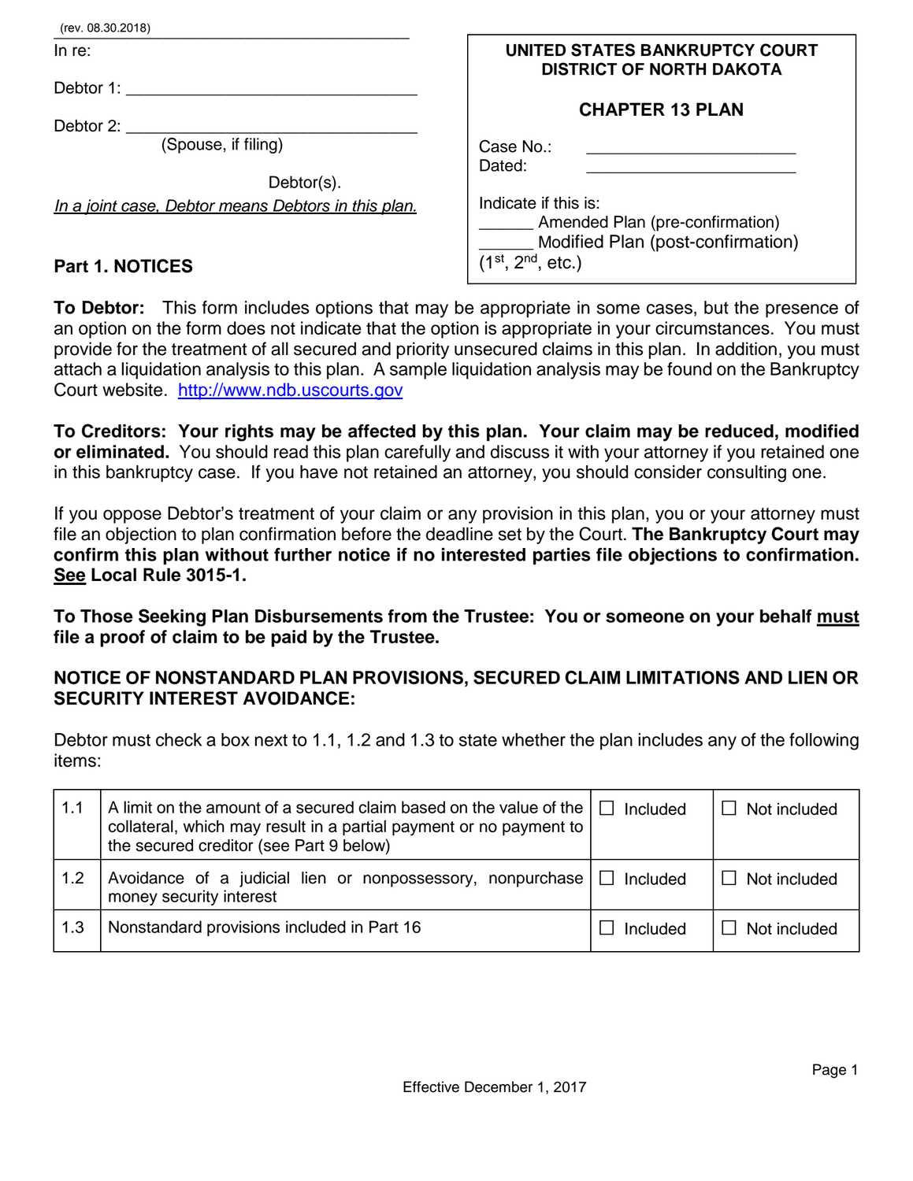(rev. 08.30.2018)

In re:

Debtor 1: ________________________________

Debtor 2: ________________________________
(Spouse, if filing)

Debtor(s).

*In a joint case, Debtor means Debtors in this plan.*

**UNITED STATES BANKRUPTCY COURT**
**DISTRICT OF NORTH DAKOTA**

**CHAPTER 13 PLAN**

Case No.: ______________________
Dated: ______________________

Indicate if this is:
______ Amended Plan (pre-confirmation)
______ Modified Plan (post-confirmation)
(1st, 2nd, etc.)

## Part 1. NOTICES

**To Debtor:** This form includes options that may be appropriate in some cases, but the presence of an option on the form does not indicate that the option is appropriate in your circumstances. You must provide for the treatment of all secured and priority unsecured claims in this plan. In addition, you must attach a liquidation analysis to this plan. A sample liquidation analysis may be found on the Bankruptcy Court website. http://www.ndb.uscourts.gov

**To Creditors: Your rights may be affected by this plan. Your claim may be reduced, modified or eliminated.** You should read this plan carefully and discuss it with your attorney if you retained one in this bankruptcy case. If you have not retained an attorney, you should consider consulting one.

If you oppose Debtor's treatment of your claim or any provision in this plan, you or your attorney must file an objection to plan confirmation before the deadline set by the Court. **The Bankruptcy Court may confirm this plan without further notice if no interested parties file objections to confirmation. See Local Rule 3015-1.**

**To Those Seeking Plan Disbursements from the Trustee: You or someone on your behalf must file a proof of claim to be paid by the Trustee.**

**NOTICE OF NONSTANDARD PLAN PROVISIONS, SECURED CLAIM LIMITATIONS AND LIEN OR SECURITY INTEREST AVOIDANCE:**

Debtor must check a box next to 1.1, 1.2 and 1.3 to state whether the plan includes any of the following items:

| | | | |
|---|---|---|---|
| 1.1 | A limit on the amount of a secured claim based on the value of the collateral, which may result in a partial payment or no payment to the secured creditor (see Part 9 below) | ☐ Included | ☐ Not included |
| 1.2 | Avoidance of a judicial lien or nonpossessory, nonpurchase money security interest | ☐ Included | ☐ Not included |
| 1.3 | Nonstandard provisions included in Part 16 | ☐ Included | ☐ Not included |

Effective December 1, 2017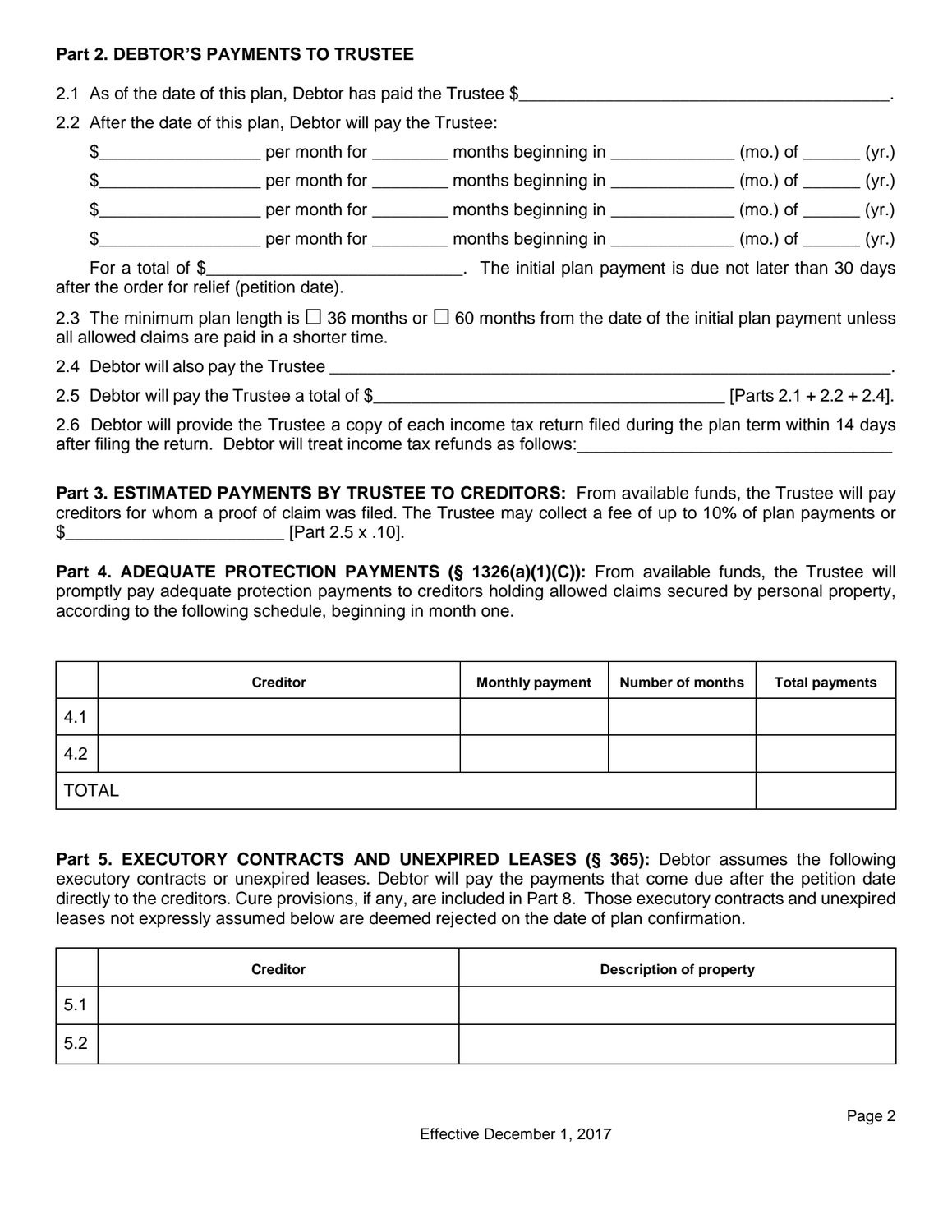**Part 2. DEBTOR'S PAYMENTS TO TRUSTEE**

2.1 As of the date of this plan, Debtor has paid the Trustee $________________________________________.

2.2 After the date of this plan, Debtor will pay the Trustee:

$_________________ per month for ________ months beginning in _____________ (mo.) of ______ (yr.)

$_________________ per month for ________ months beginning in _____________ (mo.) of ______ (yr.)

$_________________ per month for ________ months beginning in _____________ (mo.) of ______ (yr.)

$_________________ per month for ________ months beginning in _____________ (mo.) of ______ (yr.)

For a total of $___________________________. The initial plan payment is due not later than 30 days after the order for relief (petition date).

2.3 The minimum plan length is ☐ 36 months or ☐ 60 months from the date of the initial plan payment unless all allowed claims are paid in a shorter time.

2.4 Debtor will also pay the Trustee _____________________________________________________________.

2.5 Debtor will pay the Trustee a total of $________________________________________ [Parts 2.1 + 2.2 + 2.4].

2.6 Debtor will provide the Trustee a copy of each income tax return filed during the plan term within 14 days after filing the return. Debtor will treat income tax refunds as follows:___________________________________

**Part 3. ESTIMATED PAYMENTS BY TRUSTEE TO CREDITORS:** From available funds, the Trustee will pay creditors for whom a proof of claim was filed. The Trustee may collect a fee of up to 10% of plan payments or $________________________ [Part 2.5 x .10].

**Part 4. ADEQUATE PROTECTION PAYMENTS (§ 1326(a)(1)(C)):** From available funds, the Trustee will promptly pay adequate protection payments to creditors holding allowed claims secured by personal property, according to the following schedule, beginning in month one.

| | Creditor | Monthly payment | Number of months | Total payments |
|---|---|---|---|---|
| 4.1 | | | | |
| 4.2 | | | | |
| TOTAL | | | | |

**Part 5. EXECUTORY CONTRACTS AND UNEXPIRED LEASES (§ 365):** Debtor assumes the following executory contracts or unexpired leases. Debtor will pay the payments that come due after the petition date directly to the creditors. Cure provisions, if any, are included in Part 8. Those executory contracts and unexpired leases not expressly assumed below are deemed rejected on the date of plan confirmation.

| | Creditor | Description of property |
|---|---|---|
| 5.1 | | |
| 5.2 | | |

Effective December 1, 2017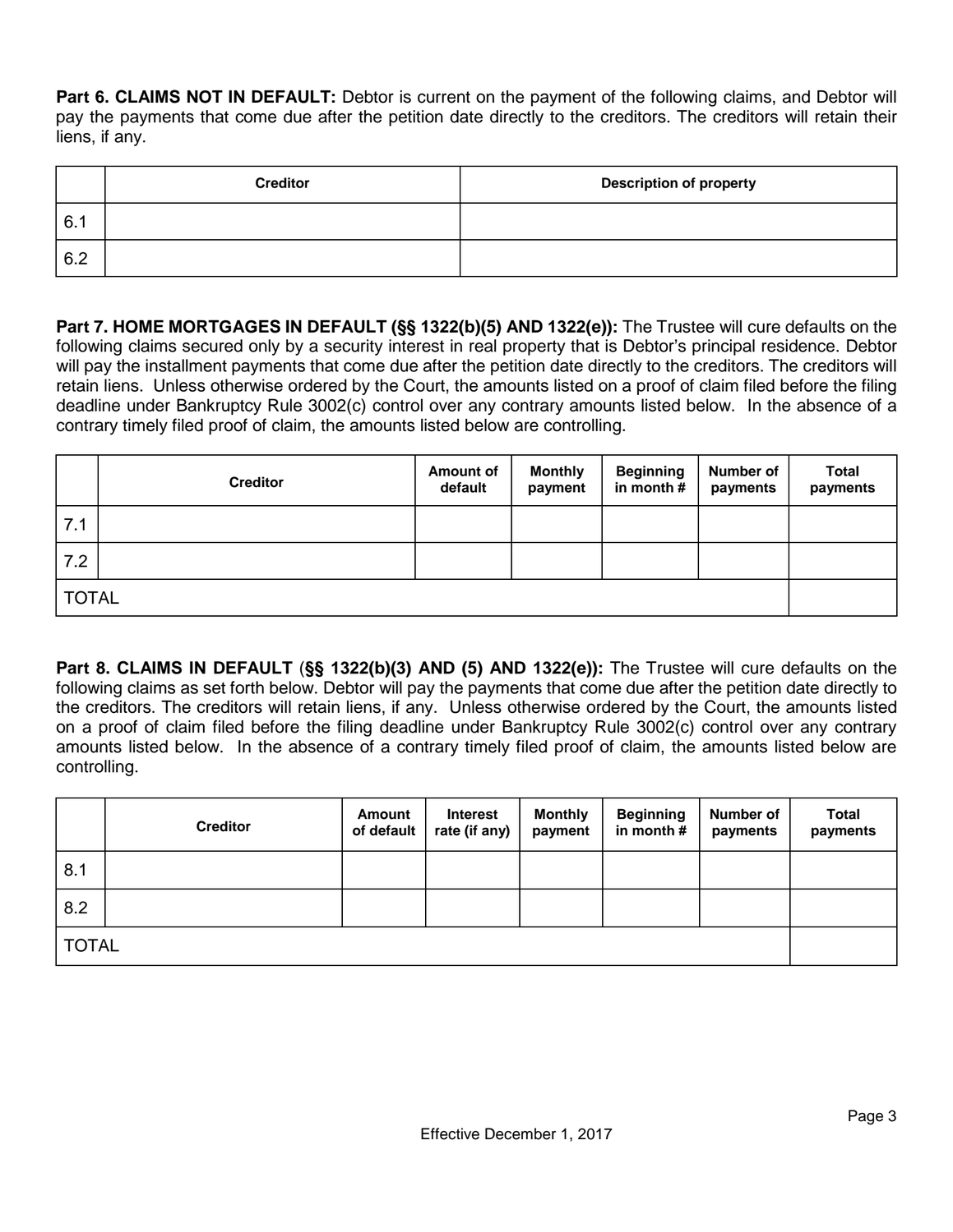**Part 6. CLAIMS NOT IN DEFAULT:** Debtor is current on the payment of the following claims, and Debtor will pay the payments that come due after the petition date directly to the creditors. The creditors will retain their liens, if any.

| | Creditor | Description of property |
|---|---|---|
| 6.1 | | |
| 6.2 | | |

**Part 7. HOME MORTGAGES IN DEFAULT (§§ 1322(b)(5) AND 1322(e)):** The Trustee will cure defaults on the following claims secured only by a security interest in real property that is Debtor's principal residence. Debtor will pay the installment payments that come due after the petition date directly to the creditors. The creditors will retain liens. Unless otherwise ordered by the Court, the amounts listed on a proof of claim filed before the filing deadline under Bankruptcy Rule 3002(c) control over any contrary amounts listed below. In the absence of a contrary timely filed proof of claim, the amounts listed below are controlling.

| | Creditor | Amount of default | Monthly payment | Beginning in month # | Number of payments | Total payments |
|---|---|---|---|---|---|---|
| 7.1 | | | | | | |
| 7.2 | | | | | | |
| TOTAL | | | | | | |

**Part 8. CLAIMS IN DEFAULT (§§ 1322(b)(3) AND (5) AND 1322(e)):** The Trustee will cure defaults on the following claims as set forth below. Debtor will pay the payments that come due after the petition date directly to the creditors. The creditors will retain liens, if any. Unless otherwise ordered by the Court, the amounts listed on a proof of claim filed before the filing deadline under Bankruptcy Rule 3002(c) control over any contrary amounts listed below. In the absence of a contrary timely filed proof of claim, the amounts listed below are controlling.

| | Creditor | Amount of default | Interest rate (if any) | Monthly payment | Beginning in month # | Number of payments | Total payments |
|---|---|---|---|---|---|---|---|
| 8.1 | | | | | | | |
| 8.2 | | | | | | | |
| TOTAL | | | | | | | |

Effective December 1, 2017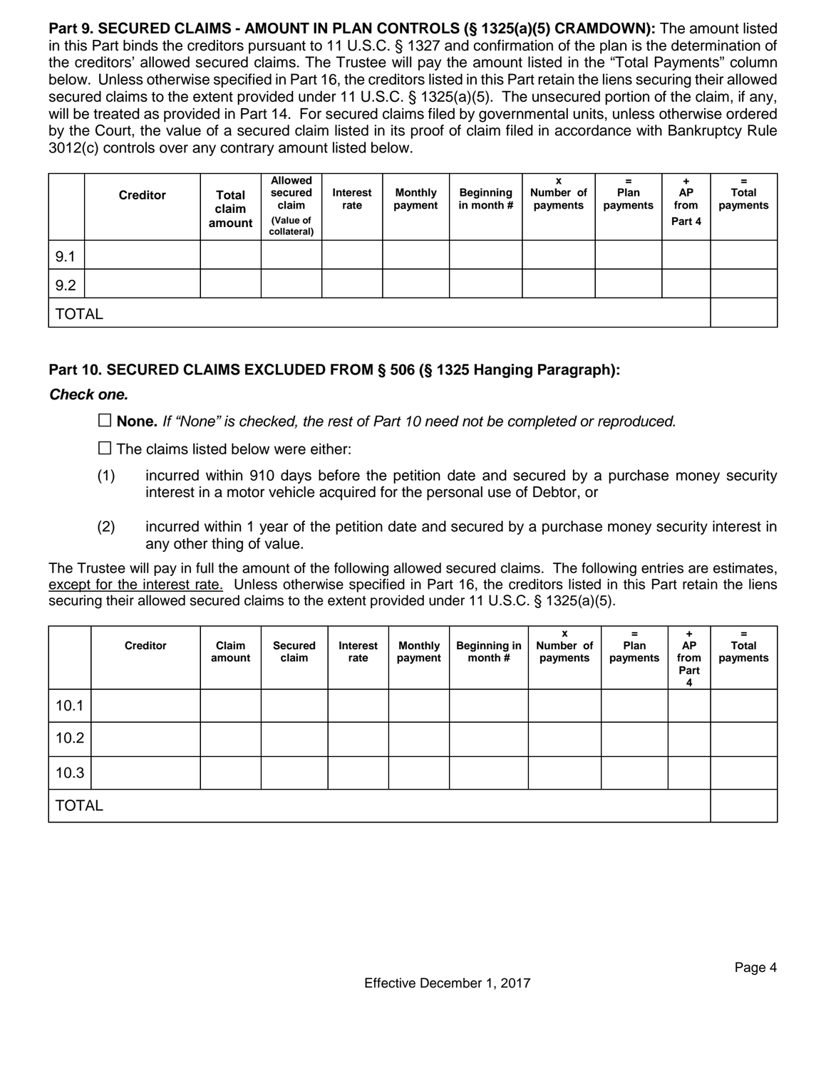**Part 9. SECURED CLAIMS - AMOUNT IN PLAN CONTROLS (§ 1325(a)(5) CRAMDOWN):** The amount listed in this Part binds the creditors pursuant to 11 U.S.C. § 1327 and confirmation of the plan is the determination of the creditors' allowed secured claims. The Trustee will pay the amount listed in the "Total Payments" column below. Unless otherwise specified in Part 16, the creditors listed in this Part retain the liens securing their allowed secured claims to the extent provided under 11 U.S.C. § 1325(a)(5). The unsecured portion of the claim, if any, will be treated as provided in Part 14. For secured claims filed by governmental units, unless otherwise ordered by the Court, the value of a secured claim listed in its proof of claim filed in accordance with Bankruptcy Rule 3012(c) controls over any contrary amount listed below.

| | Creditor | Total claim amount | Allowed secured claim (Value of collateral) | Interest rate | Monthly payment | Beginning in month # | x Number of payments | = Plan payments | + AP from Part 4 | = Total payments |
|---|---|---|---|---|---|---|---|---|---|---|
| 9.1 | | | | | | | | | | |
| 9.2 | | | | | | | | | | |
| TOTAL | | | | | | | | | | |

**Part 10. SECURED CLAIMS EXCLUDED FROM § 506 (§ 1325 Hanging Paragraph):**

***Check one.***

☐ **None.** *If "None" is checked, the rest of Part 10 need not be completed or reproduced.*

☐ The claims listed below were either:

(1) incurred within 910 days before the petition date and secured by a purchase money security interest in a motor vehicle acquired for the personal use of Debtor, or

(2) incurred within 1 year of the petition date and secured by a purchase money security interest in any other thing of value.

The Trustee will pay in full the amount of the following allowed secured claims. The following entries are estimates, except for the interest rate. Unless otherwise specified in Part 16, the creditors listed in this Part retain the liens securing their allowed secured claims to the extent provided under 11 U.S.C. § 1325(a)(5).

| | Creditor | Claim amount | Secured claim | Interest rate | Monthly payment | Beginning in month # | x Number of payments | = Plan payments | + AP from Part 4 | = Total payments |
|---|---|---|---|---|---|---|---|---|---|---|
| 10.1 | | | | | | | | | | |
| 10.2 | | | | | | | | | | |
| 10.3 | | | | | | | | | | |
| TOTAL | | | | | | | | | | |

Effective December 1, 2017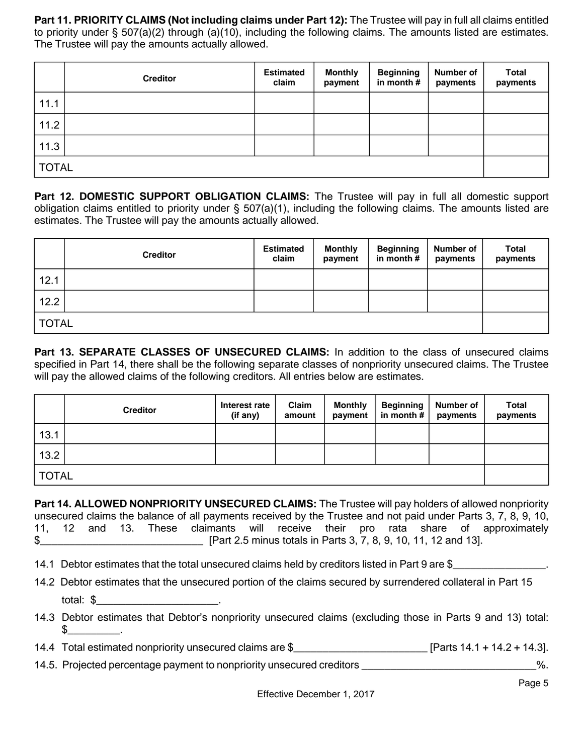**Part 11. PRIORITY CLAIMS (Not including claims under Part 12):** The Trustee will pay in full all claims entitled to priority under § 507(a)(2) through (a)(10), including the following claims. The amounts listed are estimates. The Trustee will pay the amounts actually allowed.

| | Creditor | Estimated claim | Monthly payment | Beginning in month # | Number of payments | Total payments |
|---|---|---|---|---|---|---|
| 11.1 | | | | | | |
| 11.2 | | | | | | |
| 11.3 | | | | | | |
| TOTAL | | | | | | |

**Part 12. DOMESTIC SUPPORT OBLIGATION CLAIMS:** The Trustee will pay in full all domestic support obligation claims entitled to priority under § 507(a)(1), including the following claims. The amounts listed are estimates. The Trustee will pay the amounts actually allowed.

| | Creditor | Estimated claim | Monthly payment | Beginning in month # | Number of payments | Total payments |
|---|---|---|---|---|---|---|
| 12.1 | | | | | | |
| 12.2 | | | | | | |
| TOTAL | | | | | | |

**Part 13. SEPARATE CLASSES OF UNSECURED CLAIMS:** In addition to the class of unsecured claims specified in Part 14, there shall be the following separate classes of nonpriority unsecured claims. The Trustee will pay the allowed claims of the following creditors. All entries below are estimates.

| | Creditor | Interest rate (if any) | Claim amount | Monthly payment | Beginning in month # | Number of payments | Total payments |
|---|---|---|---|---|---|---|---|
| 13.1 | | | | | | | |
| 13.2 | | | | | | | |
| TOTAL | | | | | | | |

**Part 14. ALLOWED NONPRIORITY UNSECURED CLAIMS:** The Trustee will pay holders of allowed nonpriority unsecured claims the balance of all payments received by the Trustee and not paid under Parts 3, 7, 8, 9, 10, 11, 12 and 13. These claimants will receive their pro rata share of approximately $_____________________________ [Part 2.5 minus totals in Parts 3, 7, 8, 9, 10, 11, 12 and 13].

14.1 Debtor estimates that the total unsecured claims held by creditors listed in Part 9 are $________________.

14.2 Debtor estimates that the unsecured portion of the claims secured by surrendered collateral in Part 15 total: $_____________________.

14.3 Debtor estimates that Debtor's nonpriority unsecured claims (excluding those in Parts 9 and 13) total: $_________.

14.4 Total estimated nonpriority unsecured claims are $________________________ [Parts 14.1 + 14.2 + 14.3].

14.5. Projected percentage payment to nonpriority unsecured creditors _______________________________%.

Effective December 1, 2017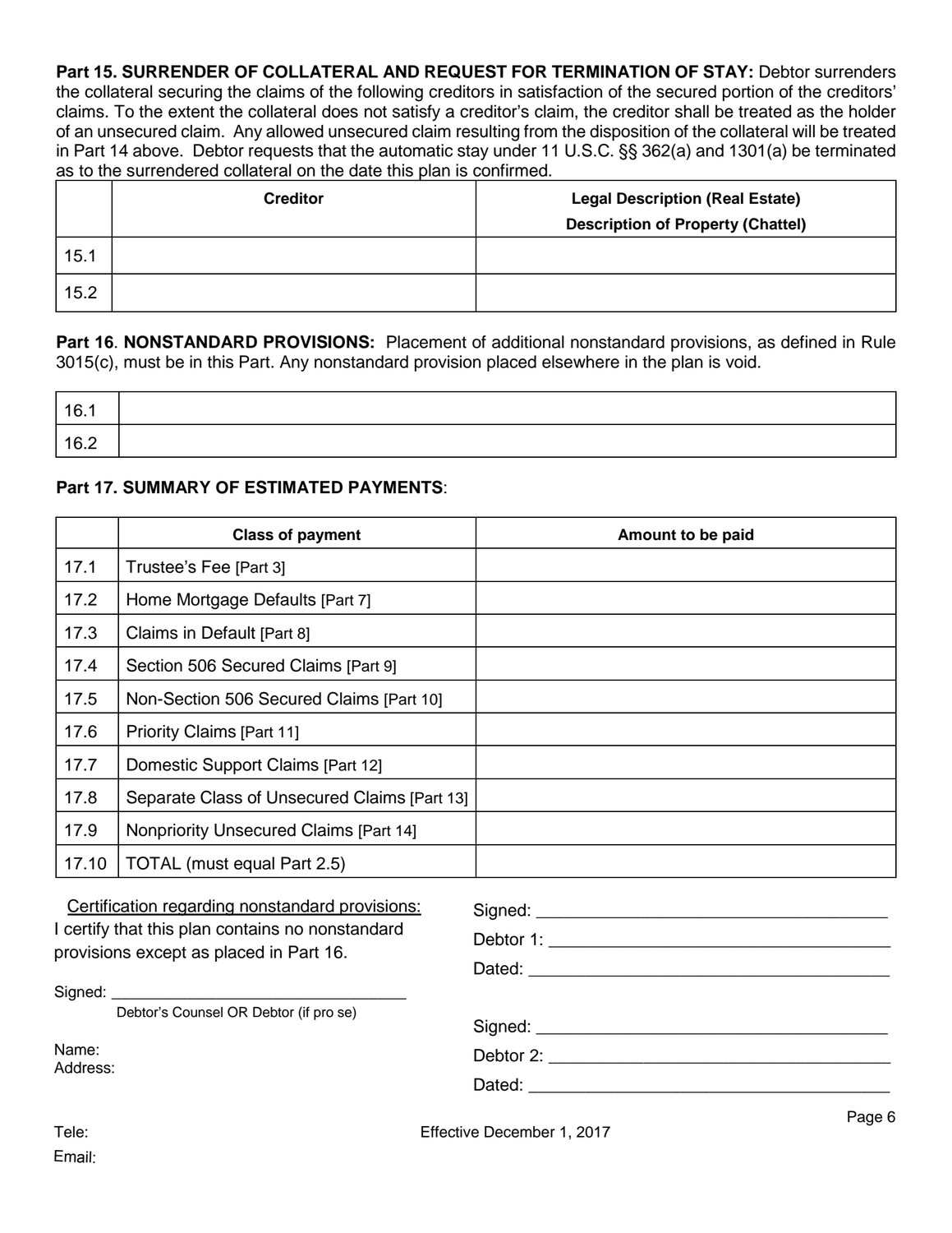**Part 15. SURRENDER OF COLLATERAL AND REQUEST FOR TERMINATION OF STAY:** Debtor surrenders the collateral securing the claims of the following creditors in satisfaction of the secured portion of the creditors' claims. To the extent the collateral does not satisfy a creditor's claim, the creditor shall be treated as the holder of an unsecured claim. Any allowed unsecured claim resulting from the disposition of the collateral will be treated in Part 14 above. Debtor requests that the automatic stay under 11 U.S.C. §§ 362(a) and 1301(a) be terminated as to the surrendered collateral on the date this plan is confirmed.

| | Creditor | Legal Description (Real Estate) Description of Property (Chattel) |
|---|---|---|
| 15.1 | | |
| 15.2 | | |

**Part 16. NONSTANDARD PROVISIONS:** Placement of additional nonstandard provisions, as defined in Rule 3015(c), must be in this Part. Any nonstandard provision placed elsewhere in the plan is void.

| | |
|---|---|
| 16.1 | |
| 16.2 | |

**Part 17. SUMMARY OF ESTIMATED PAYMENTS**:

| | Class of payment | Amount to be paid |
|---|---|---|
| 17.1 | Trustee's Fee [Part 3] | |
| 17.2 | Home Mortgage Defaults [Part 7] | |
| 17.3 | Claims in Default [Part 8] | |
| 17.4 | Section 506 Secured Claims [Part 9] | |
| 17.5 | Non-Section 506 Secured Claims [Part 10] | |
| 17.6 | Priority Claims [Part 11] | |
| 17.7 | Domestic Support Claims [Part 12] | |
| 17.8 | Separate Class of Unsecured Claims [Part 13] | |
| 17.9 | Nonpriority Unsecured Claims [Part 14] | |
| 17.10 | TOTAL (must equal Part 2.5) | |

Certification regarding nonstandard provisions:
I certify that this plan contains no nonstandard provisions except as placed in Part 16.

Signed: ______________________________
Debtor's Counsel OR Debtor (if pro se)

Name:
Address:

Tele:
Email:

Signed: ______________________________
Debtor 1: ______________________________
Dated: ______________________________

Signed: ______________________________
Debtor 2: ______________________________
Dated: ______________________________

Effective December 1, 2017